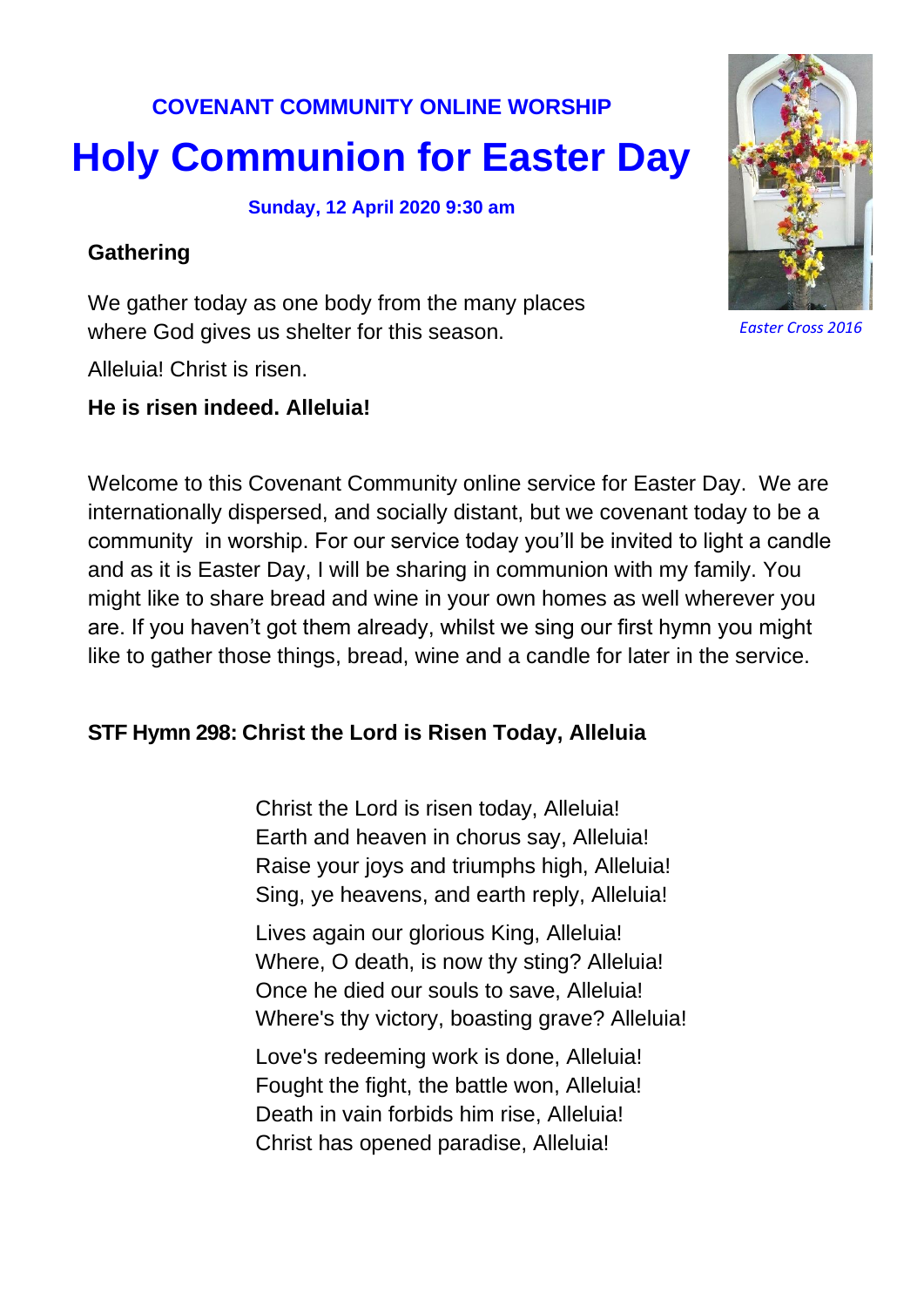**COVENANT COMMUNITY ONLINE WORSHIP**

# Holy Communion for Easter Day

**Sunday, 12 April 2020 9:30 am**

*Easter Cross 2016*

## Gathering

We gather today as one body from the many places
where God gives us shelter for this season.

Alleluia! Christ is risen.

**He is risen indeed. Alleluia!**

Welcome to this Covenant Community online service for Easter Day. We are internationally dispersed, and socially distant, but we covenant today to be a community in worship. For our service today you'll be invited to light a candle and as it is Easter Day, I will be sharing in communion with my family. You might like to share bread and wine in your own homes as well wherever you are. If you haven't got them already, whilst we sing our first hymn you might like to gather those things, bread, wine and a candle for later in the service.

### STF Hymn 298: Christ the Lord is Risen Today, Alleluia

Christ the Lord is risen today, Alleluia!
Earth and heaven in chorus say, Alleluia!
Raise your joys and triumphs high, Alleluia!
Sing, ye heavens, and earth reply, Alleluia!

Lives again our glorious King, Alleluia!
Where, O death, is now thy sting? Alleluia!
Once he died our souls to save, Alleluia!
Where's thy victory, boasting grave? Alleluia!

Love's redeeming work is done, Alleluia!
Fought the fight, the battle won, Alleluia!
Death in vain forbids him rise, Alleluia!
Christ has opened paradise, Alleluia!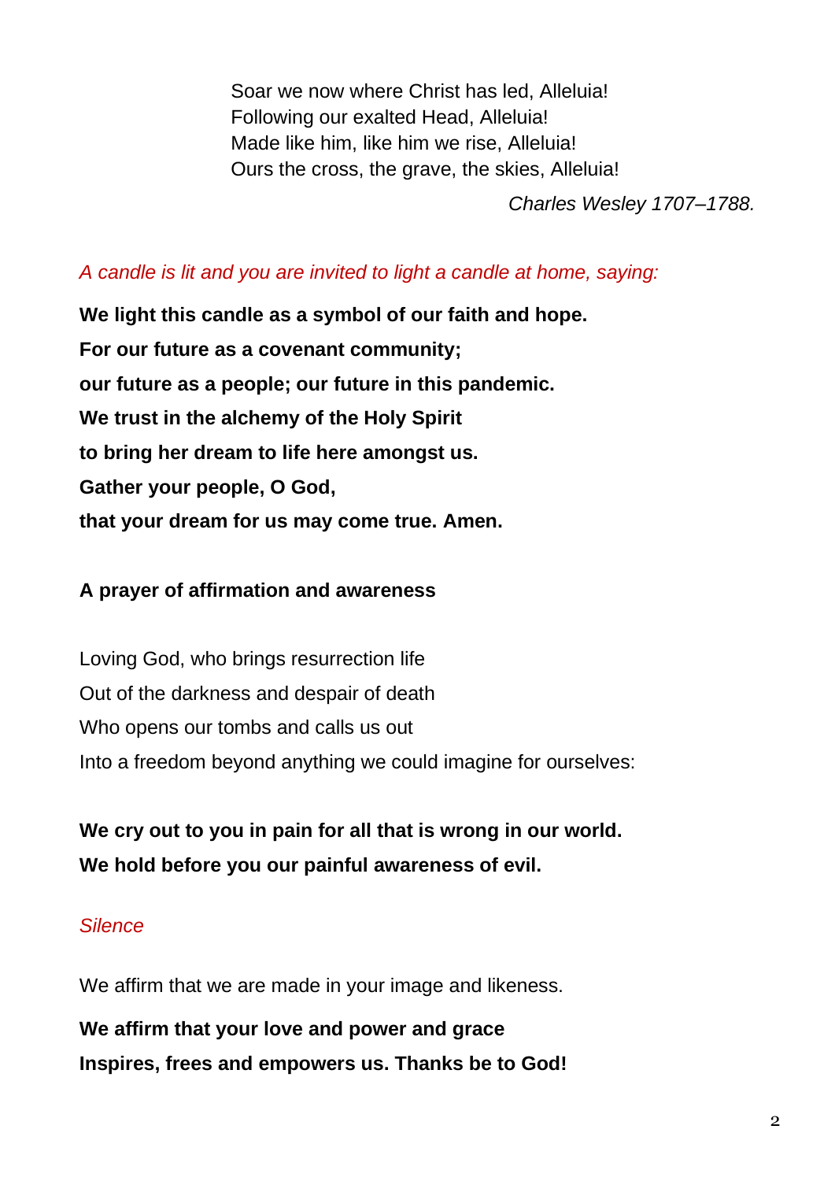Soar we now where Christ has led, Alleluia!  
Following our exalted Head, Alleluia!  
Made like him, like him we rise, Alleluia!  
Ours the cross, the grave, the skies, Alleluia!

*Charles Wesley 1707–1788.*

*A candle is lit and you are invited to light a candle at home, saying:*

**We light this candle as a symbol of our faith and hope.**  
**For our future as a covenant community;**  
**our future as a people; our future in this pandemic.**  
**We trust in the alchemy of the Holy Spirit**  
**to bring her dream to life here amongst us.**  
**Gather your people, O God,**  
**that your dream for us may come true. Amen.**

**A prayer of affirmation and awareness**

Loving God, who brings resurrection life  
Out of the darkness and despair of death  
Who opens our tombs and calls us out  
Into a freedom beyond anything we could imagine for ourselves:

**We cry out to you in pain for all that is wrong in our world.**  
**We hold before you our painful awareness of evil.**

*Silence*

We affirm that we are made in your image and likeness.

**We affirm that your love and power and grace**  
**Inspires, frees and empowers us. Thanks be to God!**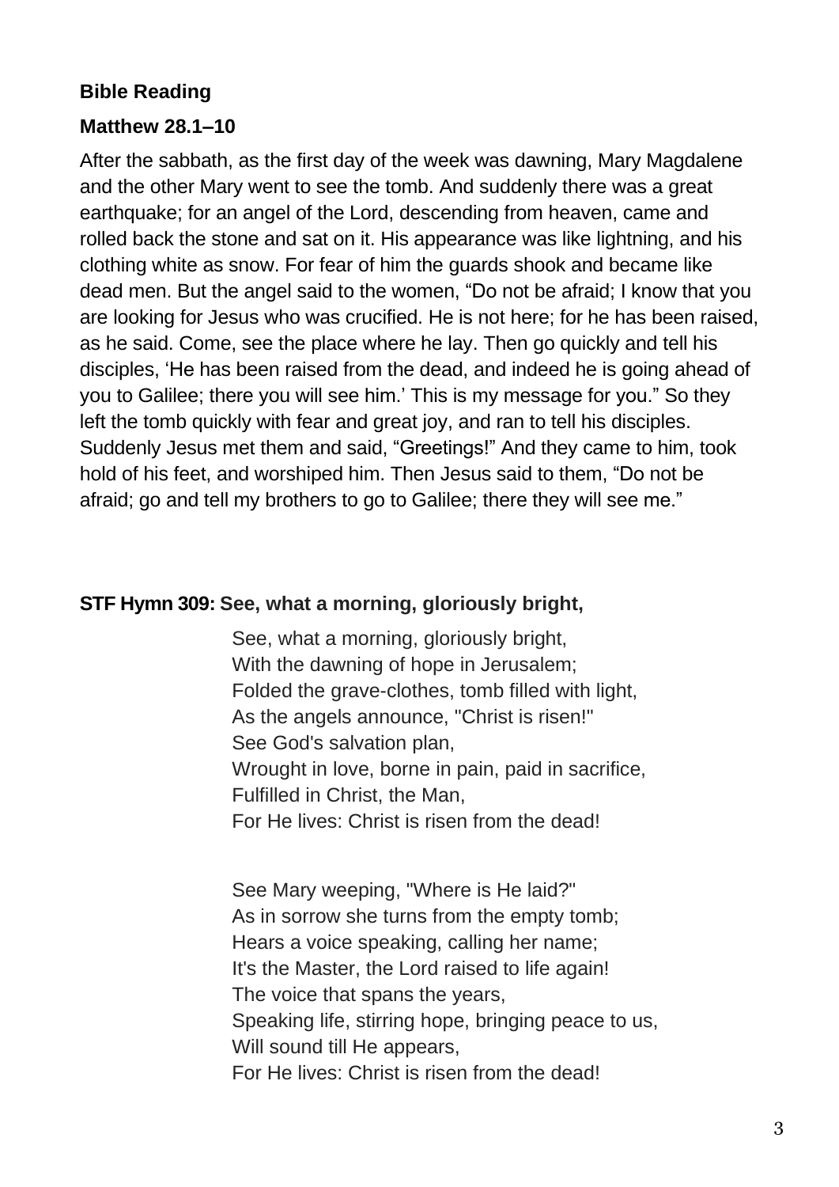**Bible Reading**

**Matthew 28.1–10**

After the sabbath, as the first day of the week was dawning, Mary Magdalene and the other Mary went to see the tomb. And suddenly there was a great earthquake; for an angel of the Lord, descending from heaven, came and rolled back the stone and sat on it. His appearance was like lightning, and his clothing white as snow. For fear of him the guards shook and became like dead men. But the angel said to the women, “Do not be afraid; I know that you are looking for Jesus who was crucified. He is not here; for he has been raised, as he said. Come, see the place where he lay. Then go quickly and tell his disciples, ‘He has been raised from the dead, and indeed he is going ahead of you to Galilee; there you will see him.’ This is my message for you.” So they left the tomb quickly with fear and great joy, and ran to tell his disciples. Suddenly Jesus met them and said, “Greetings!” And they came to him, took hold of his feet, and worshiped him. Then Jesus said to them, “Do not be afraid; go and tell my brothers to go to Galilee; there they will see me.”

**STF Hymn 309: See, what a morning, gloriously bright,**

See, what a morning, gloriously bright,
With the dawning of hope in Jerusalem;
Folded the grave-clothes, tomb filled with light,
As the angels announce, "Christ is risen!"
See God's salvation plan,
Wrought in love, borne in pain, paid in sacrifice,
Fulfilled in Christ, the Man,
For He lives: Christ is risen from the dead!

See Mary weeping, "Where is He laid?"
As in sorrow she turns from the empty tomb;
Hears a voice speaking, calling her name;
It's the Master, the Lord raised to life again!
The voice that spans the years,
Speaking life, stirring hope, bringing peace to us,
Will sound till He appears,
For He lives: Christ is risen from the dead!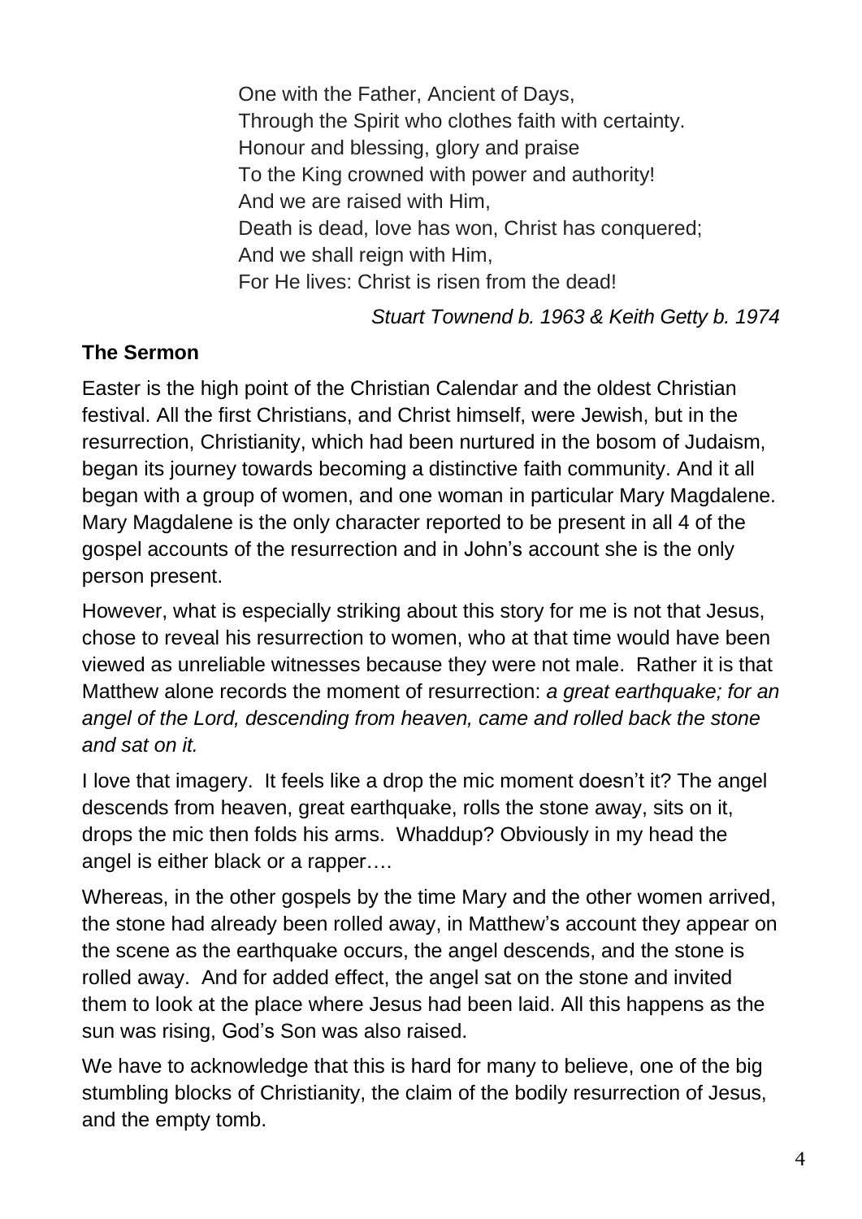One with the Father, Ancient of Days,
Through the Spirit who clothes faith with certainty.
Honour and blessing, glory and praise
To the King crowned with power and authority!
And we are raised with Him,
Death is dead, love has won, Christ has conquered;
And we shall reign with Him,
For He lives: Christ is risen from the dead!

*Stuart Townend b. 1963 & Keith Getty b. 1974*

**The Sermon**

Easter is the high point of the Christian Calendar and the oldest Christian festival. All the first Christians, and Christ himself, were Jewish, but in the resurrection, Christianity, which had been nurtured in the bosom of Judaism, began its journey towards becoming a distinctive faith community. And it all began with a group of women, and one woman in particular Mary Magdalene. Mary Magdalene is the only character reported to be present in all 4 of the gospel accounts of the resurrection and in John's account she is the only person present.

However, what is especially striking about this story for me is not that Jesus, chose to reveal his resurrection to women, who at that time would have been viewed as unreliable witnesses because they were not male. Rather it is that Matthew alone records the moment of resurrection: *a great earthquake; for an angel of the Lord, descending from heaven, came and rolled back the stone and sat on it.*

I love that imagery. It feels like a drop the mic moment doesn't it? The angel descends from heaven, great earthquake, rolls the stone away, sits on it, drops the mic then folds his arms. Whaddup? Obviously in my head the angel is either black or a rapper….

Whereas, in the other gospels by the time Mary and the other women arrived, the stone had already been rolled away, in Matthew's account they appear on the scene as the earthquake occurs, the angel descends, and the stone is rolled away. And for added effect, the angel sat on the stone and invited them to look at the place where Jesus had been laid. All this happens as the sun was rising, God's Son was also raised.

We have to acknowledge that this is hard for many to believe, one of the big stumbling blocks of Christianity, the claim of the bodily resurrection of Jesus, and the empty tomb.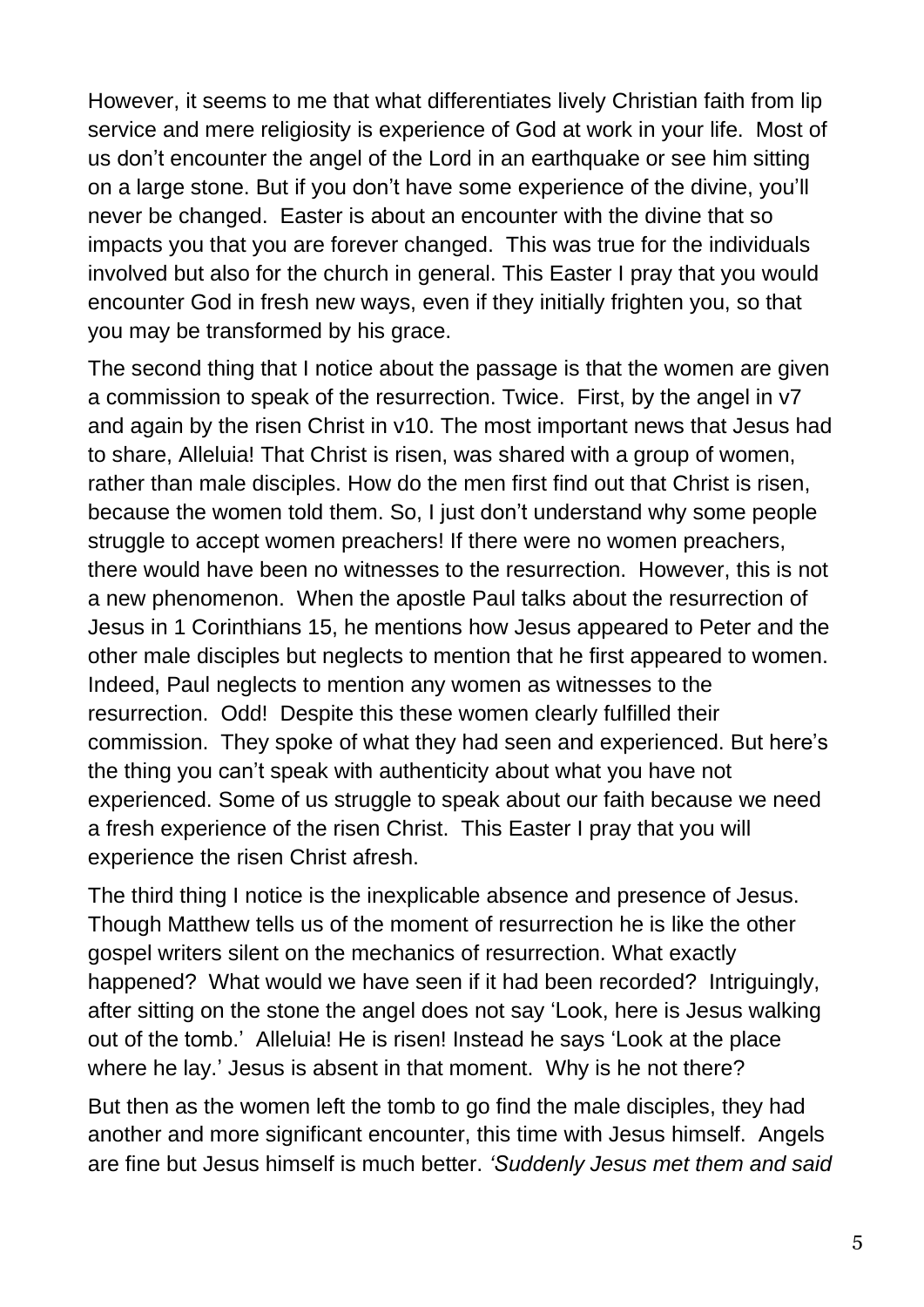However, it seems to me that what differentiates lively Christian faith from lip service and mere religiosity is experience of God at work in your life. Most of us don't encounter the angel of the Lord in an earthquake or see him sitting on a large stone. But if you don't have some experience of the divine, you'll never be changed. Easter is about an encounter with the divine that so impacts you that you are forever changed. This was true for the individuals involved but also for the church in general. This Easter I pray that you would encounter God in fresh new ways, even if they initially frighten you, so that you may be transformed by his grace.

The second thing that I notice about the passage is that the women are given a commission to speak of the resurrection. Twice. First, by the angel in v7 and again by the risen Christ in v10. The most important news that Jesus had to share, Alleluia! That Christ is risen, was shared with a group of women, rather than male disciples. How do the men first find out that Christ is risen, because the women told them. So, I just don't understand why some people struggle to accept women preachers! If there were no women preachers, there would have been no witnesses to the resurrection. However, this is not a new phenomenon. When the apostle Paul talks about the resurrection of Jesus in 1 Corinthians 15, he mentions how Jesus appeared to Peter and the other male disciples but neglects to mention that he first appeared to women. Indeed, Paul neglects to mention any women as witnesses to the resurrection. Odd! Despite this these women clearly fulfilled their commission. They spoke of what they had seen and experienced. But here's the thing you can't speak with authenticity about what you have not experienced. Some of us struggle to speak about our faith because we need a fresh experience of the risen Christ. This Easter I pray that you will experience the risen Christ afresh.

The third thing I notice is the inexplicable absence and presence of Jesus. Though Matthew tells us of the moment of resurrection he is like the other gospel writers silent on the mechanics of resurrection. What exactly happened? What would we have seen if it had been recorded? Intriguingly, after sitting on the stone the angel does not say 'Look, here is Jesus walking out of the tomb.' Alleluia! He is risen! Instead he says 'Look at the place where he lay.' Jesus is absent in that moment. Why is he not there?

But then as the women left the tomb to go find the male disciples, they had another and more significant encounter, this time with Jesus himself. Angels are fine but Jesus himself is much better. *'Suddenly Jesus met them and said*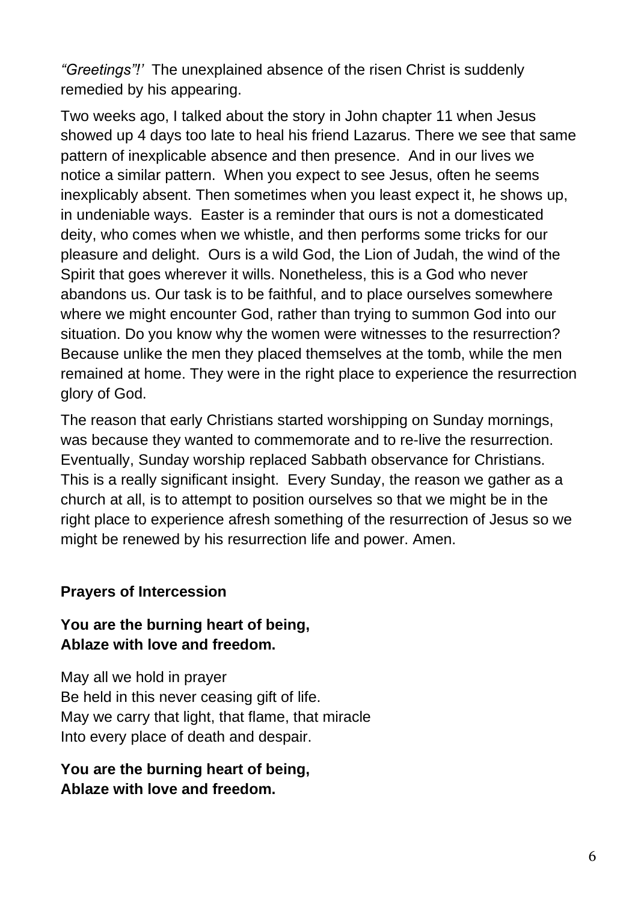*“Greetings”!’* The unexplained absence of the risen Christ is suddenly remedied by his appearing.

Two weeks ago, I talked about the story in John chapter 11 when Jesus showed up 4 days too late to heal his friend Lazarus. There we see that same pattern of inexplicable absence and then presence. And in our lives we notice a similar pattern. When you expect to see Jesus, often he seems inexplicably absent. Then sometimes when you least expect it, he shows up, in undeniable ways. Easter is a reminder that ours is not a domesticated deity, who comes when we whistle, and then performs some tricks for our pleasure and delight. Ours is a wild God, the Lion of Judah, the wind of the Spirit that goes wherever it wills. Nonetheless, this is a God who never abandons us. Our task is to be faithful, and to place ourselves somewhere where we might encounter God, rather than trying to summon God into our situation. Do you know why the women were witnesses to the resurrection? Because unlike the men they placed themselves at the tomb, while the men remained at home. They were in the right place to experience the resurrection glory of God.

The reason that early Christians started worshipping on Sunday mornings, was because they wanted to commemorate and to re-live the resurrection. Eventually, Sunday worship replaced Sabbath observance for Christians. This is a really significant insight. Every Sunday, the reason we gather as a church at all, is to attempt to position ourselves so that we might be in the right place to experience afresh something of the resurrection of Jesus so we might be renewed by his resurrection life and power. Amen.

**Prayers of Intercession**

**You are the burning heart of being,**
**Ablaze with love and freedom.**

May all we hold in prayer
Be held in this never ceasing gift of life.
May we carry that light, that flame, that miracle
Into every place of death and despair.

**You are the burning heart of being,**
**Ablaze with love and freedom.**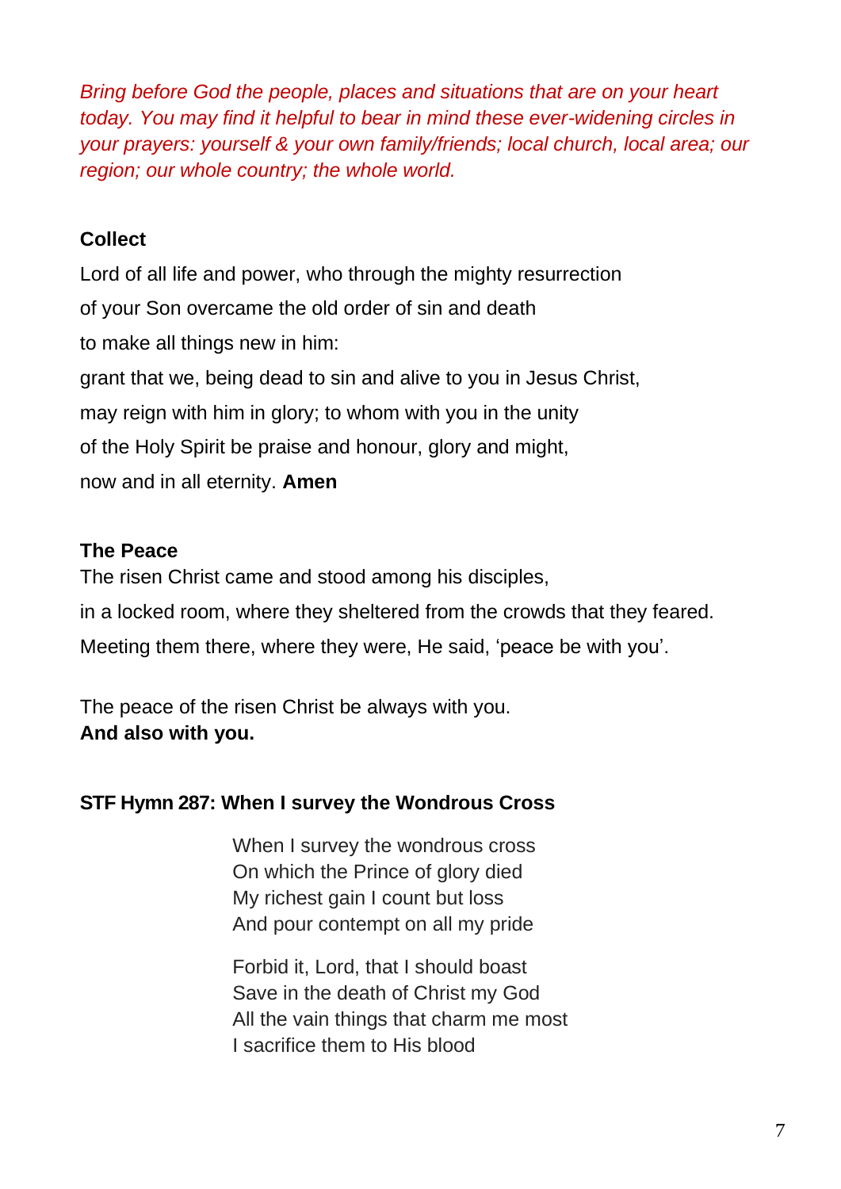*Bring before God the people, places and situations that are on your heart today. You may find it helpful to bear in mind these ever-widening circles in your prayers: yourself & your own family/friends; local church, local area; our region; our whole country; the whole world.*

**Collect**

Lord of all life and power, who through the mighty resurrection
of your Son overcame the old order of sin and death
to make all things new in him:
grant that we, being dead to sin and alive to you in Jesus Christ,
may reign with him in glory; to whom with you in the unity
of the Holy Spirit be praise and honour, glory and might,
now and in all eternity. **Amen**

**The Peace**

The risen Christ came and stood among his disciples,
in a locked room, where they sheltered from the crowds that they feared.
Meeting them there, where they were, He said, 'peace be with you'.

The peace of the risen Christ be always with you.
**And also with you.**

**STF Hymn 287: When I survey the Wondrous Cross**

When I survey the wondrous cross
On which the Prince of glory died
My richest gain I count but loss
And pour contempt on all my pride

Forbid it, Lord, that I should boast
Save in the death of Christ my God
All the vain things that charm me most
I sacrifice them to His blood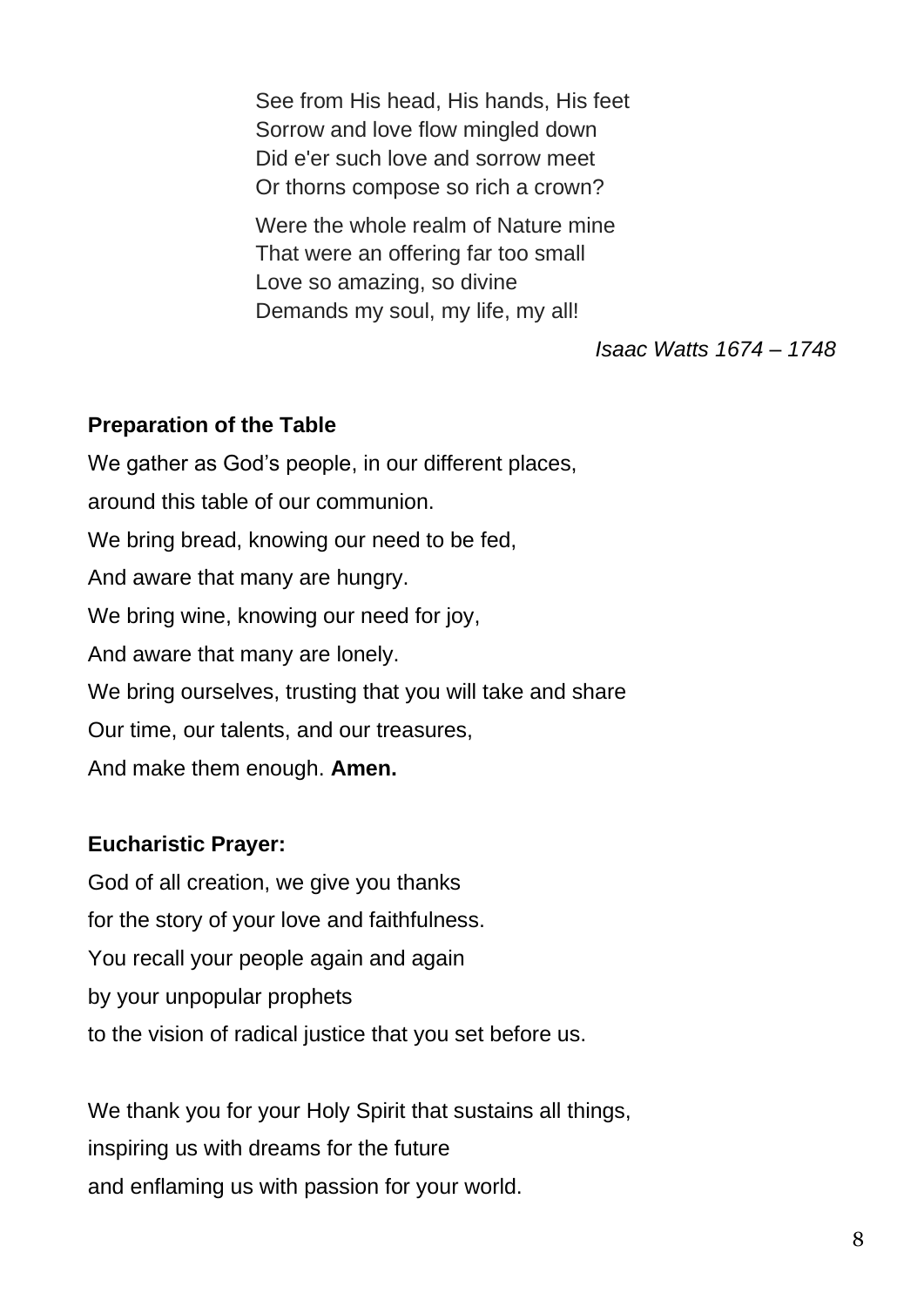See from His head, His hands, His feet
Sorrow and love flow mingled down
Did e'er such love and sorrow meet
Or thorns compose so rich a crown?

Were the whole realm of Nature mine
That were an offering far too small
Love so amazing, so divine
Demands my soul, my life, my all!

*Isaac Watts 1674 – 1748*

**Preparation of the Table**

We gather as God's people, in our different places,
around this table of our communion.
We bring bread, knowing our need to be fed,
And aware that many are hungry.
We bring wine, knowing our need for joy,
And aware that many are lonely.
We bring ourselves, trusting that you will take and share
Our time, our talents, and our treasures,
And make them enough. **Amen.**

**Eucharistic Prayer:**

God of all creation, we give you thanks
for the story of your love and faithfulness.
You recall your people again and again
by your unpopular prophets
to the vision of radical justice that you set before us.

We thank you for your Holy Spirit that sustains all things,
inspiring us with dreams for the future
and enflaming us with passion for your world.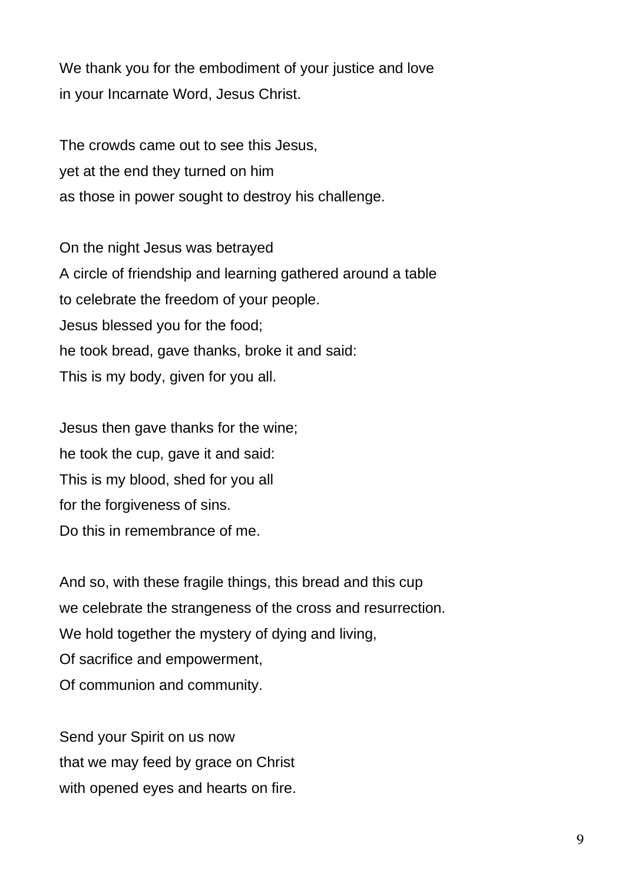We thank you for the embodiment of your justice and love
in your Incarnate Word, Jesus Christ.

The crowds came out to see this Jesus,
yet at the end they turned on him
as those in power sought to destroy his challenge.

On the night Jesus was betrayed
A circle of friendship and learning gathered around a table
to celebrate the freedom of your people.
Jesus blessed you for the food;
he took bread, gave thanks, broke it and said:
This is my body, given for you all.

Jesus then gave thanks for the wine;
he took the cup, gave it and said:
This is my blood, shed for you all
for the forgiveness of sins.
Do this in remembrance of me.

And so, with these fragile things, this bread and this cup
we celebrate the strangeness of the cross and resurrection.
We hold together the mystery of dying and living,
Of sacrifice and empowerment,
Of communion and community.

Send your Spirit on us now
that we may feed by grace on Christ
with opened eyes and hearts on fire.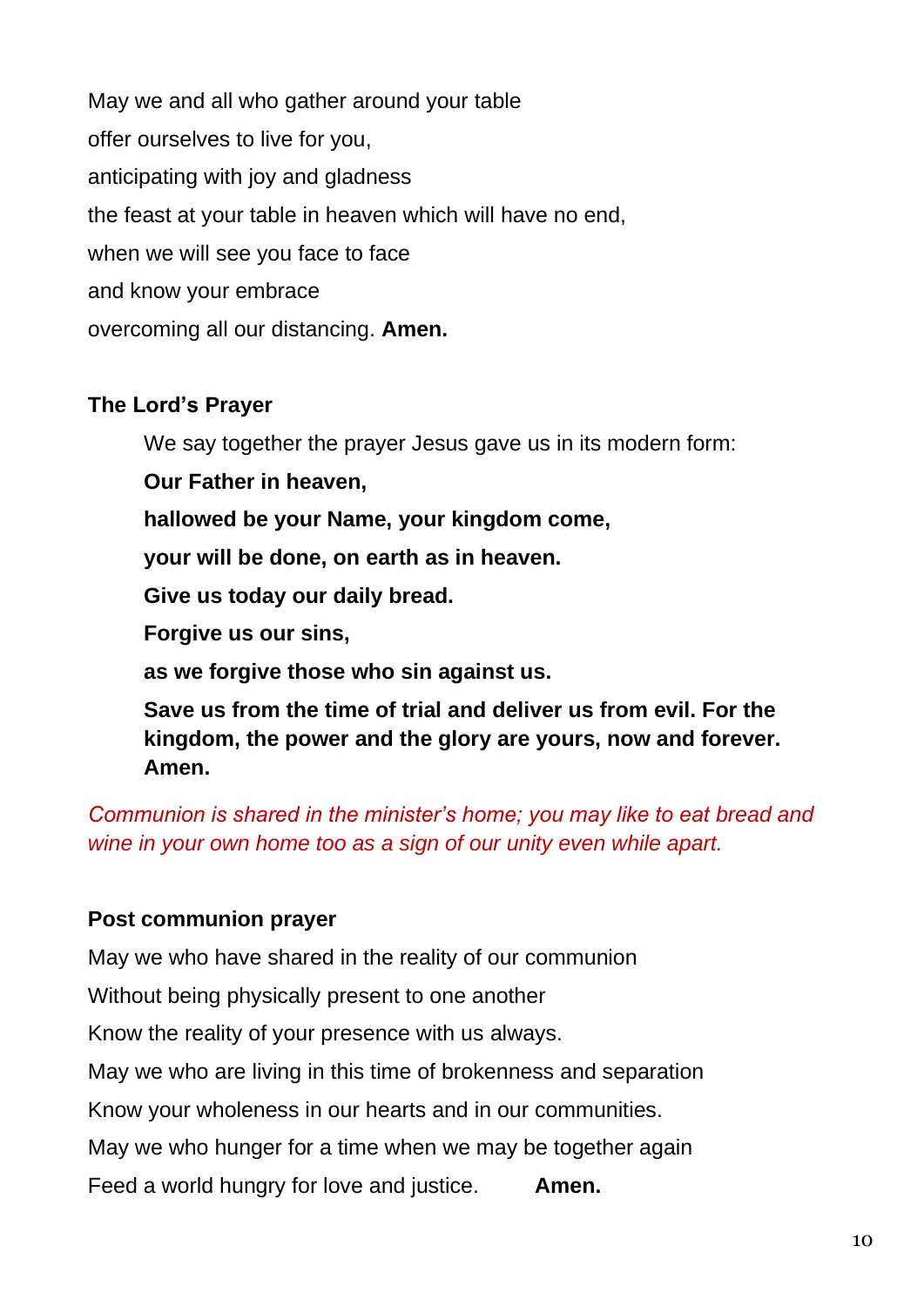May we and all who gather around your table  
offer ourselves to live for you,  
anticipating with joy and gladness  
the feast at your table in heaven which will have no end,  
when we will see you face to face  
and know your embrace  
overcoming all our distancing. **Amen.**

### The Lord's Prayer

We say together the prayer Jesus gave us in its modern form:

**Our Father in heaven,**  
**hallowed be your Name, your kingdom come,**  
**your will be done, on earth as in heaven.**  
**Give us today our daily bread.**  
**Forgive us our sins,**  
**as we forgive those who sin against us.**  
**Save us from the time of trial and deliver us from evil. For the kingdom, the power and the glory are yours, now and forever. Amen.**

*Communion is shared in the minister's home; you may like to eat bread and wine in your own home too as a sign of our unity even while apart.*

### Post communion prayer

May we who have shared in the reality of our communion  
Without being physically present to one another  
Know the reality of your presence with us always.  
May we who are living in this time of brokenness and separation  
Know your wholeness in our hearts and in our communities.  
May we who hunger for a time when we may be together again  
Feed a world hungry for love and justice. **Amen.**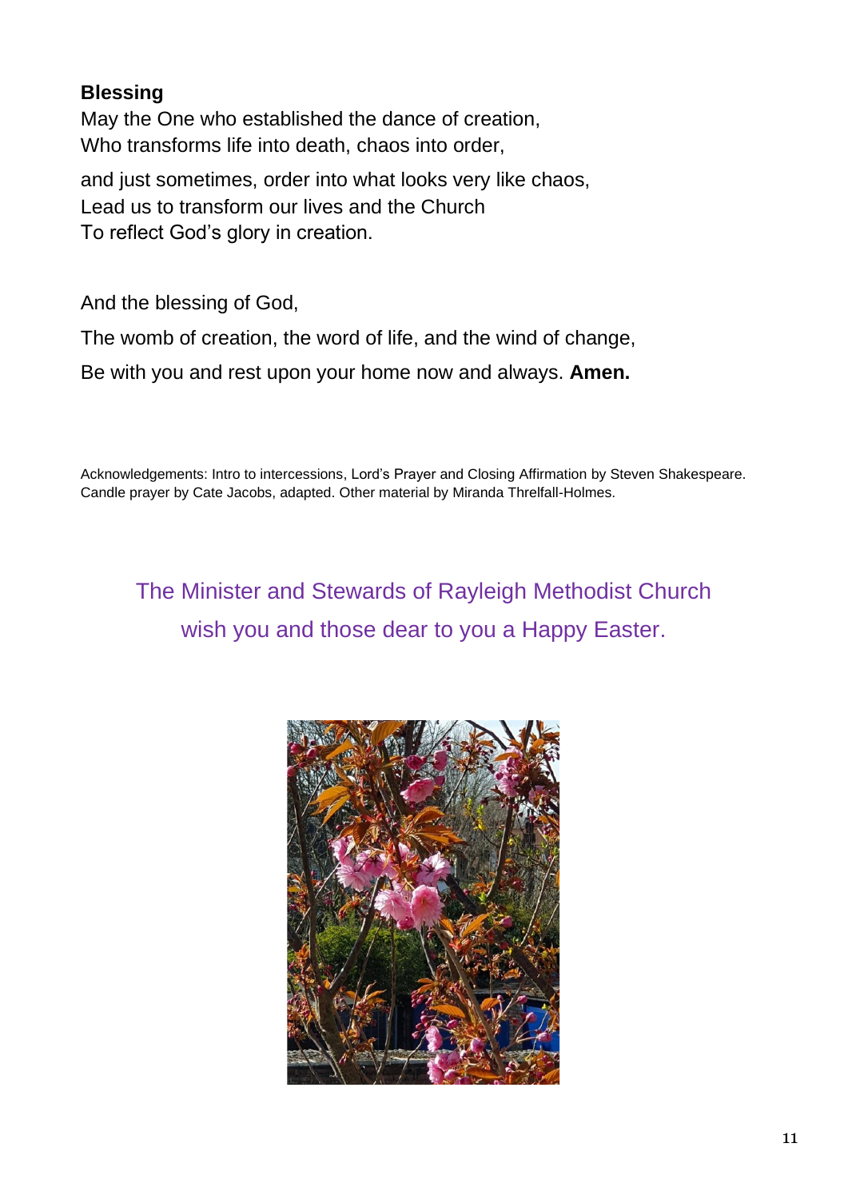**Blessing**

May the One who established the dance of creation,
Who transforms life into death, chaos into order,

and just sometimes, order into what looks very like chaos,
Lead us to transform our lives and the Church
To reflect God's glory in creation.

And the blessing of God,

The womb of creation, the word of life, and the wind of change,

Be with you and rest upon your home now and always. **Amen.**

Acknowledgements: Intro to intercessions, Lord's Prayer and Closing Affirmation by Steven Shakespeare. Candle prayer by Cate Jacobs, adapted. Other material by Miranda Threlfall-Holmes.

The Minister and Stewards of Rayleigh Methodist Church
wish you and those dear to you a Happy Easter.